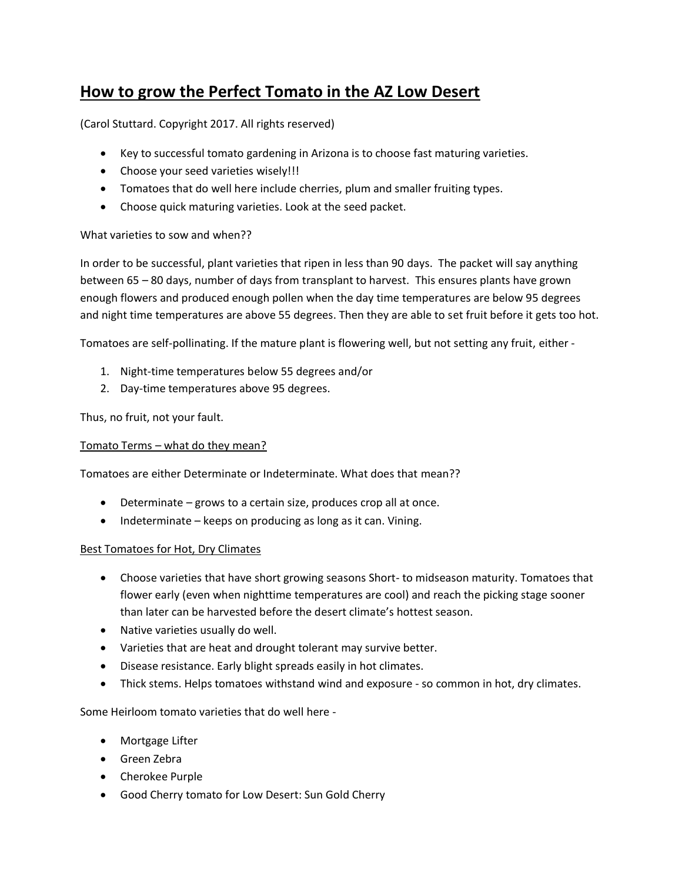# How to grow the Perfect Tomato in the AZ Low Desert

(Carol Stuttard. Copyright 2017. All rights reserved)

- Key to successful tomato gardening in Arizona is to choose fast maturing varieties.
- Choose your seed varieties wisely!!!
- Tomatoes that do well here include cherries, plum and smaller fruiting types.
- Choose quick maturing varieties. Look at the seed packet.

What varieties to sow and when??

In order to be successful, plant varieties that ripen in less than 90 days. The packet will say anything between 65 – 80 days, number of days from transplant to harvest. This ensures plants have grown enough flowers and produced enough pollen when the day time temperatures are below 95 degrees and night time temperatures are above 55 degrees. Then they are able to set fruit before it gets too hot.

Tomatoes are self-pollinating. If the mature plant is flowering well, but not setting any fruit, either -

1. Night-time temperatures below 55 degrees and/or
2. Day-time temperatures above 95 degrees.

Thus, no fruit, not your fault.

## Tomato Terms – what do they mean?

Tomatoes are either Determinate or Indeterminate. What does that mean??

- Determinate – grows to a certain size, produces crop all at once.
- Indeterminate – keeps on producing as long as it can. Vining.

## Best Tomatoes for Hot, Dry Climates

- Choose varieties that have short growing seasons Short- to midseason maturity. Tomatoes that flower early (even when nighttime temperatures are cool) and reach the picking stage sooner than later can be harvested before the desert climate's hottest season.
- Native varieties usually do well.
- Varieties that are heat and drought tolerant may survive better.
- Disease resistance. Early blight spreads easily in hot climates.
- Thick stems. Helps tomatoes withstand wind and exposure - so common in hot, dry climates.

Some Heirloom tomato varieties that do well here -

- Mortgage Lifter
- Green Zebra
- Cherokee Purple
- Good Cherry tomato for Low Desert: Sun Gold Cherry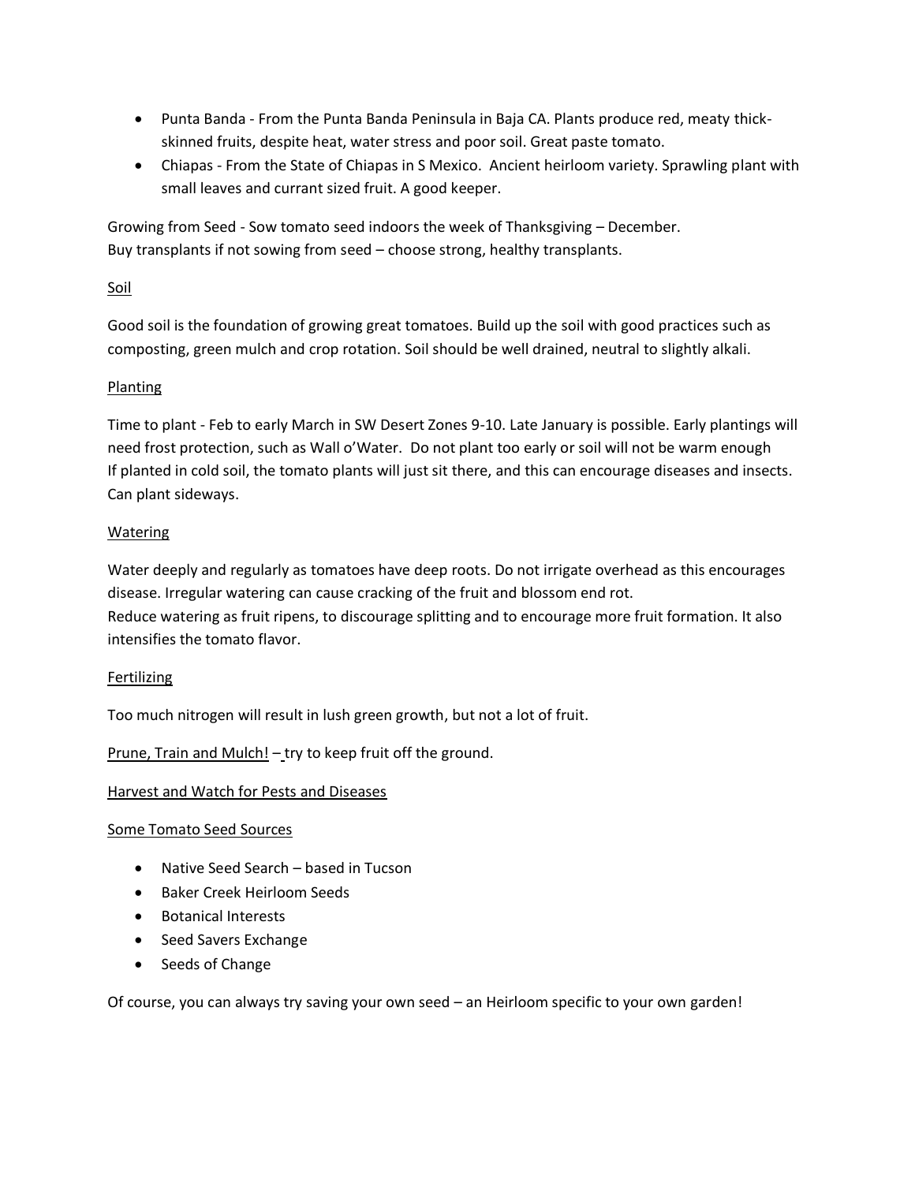- Punta Banda - From the Punta Banda Peninsula in Baja CA. Plants produce red, meaty thick-skinned fruits, despite heat, water stress and poor soil. Great paste tomato.
- Chiapas - From the State of Chiapas in S Mexico. Ancient heirloom variety. Sprawling plant with small leaves and currant sized fruit. A good keeper.

Growing from Seed - Sow tomato seed indoors the week of Thanksgiving – December.
Buy transplants if not sowing from seed – choose strong, healthy transplants.

<u>Soil</u>

Good soil is the foundation of growing great tomatoes. Build up the soil with good practices such as composting, green mulch and crop rotation. Soil should be well drained, neutral to slightly alkali.

<u>Planting</u>

Time to plant - Feb to early March in SW Desert Zones 9-10. Late January is possible. Early plantings will need frost protection, such as Wall o'Water. Do not plant too early or soil will not be warm enough
If planted in cold soil, the tomato plants will just sit there, and this can encourage diseases and insects.
Can plant sideways.

<u>Watering</u>

Water deeply and regularly as tomatoes have deep roots. Do not irrigate overhead as this encourages disease. Irregular watering can cause cracking of the fruit and blossom end rot.
Reduce watering as fruit ripens, to discourage splitting and to encourage more fruit formation. It also intensifies the tomato flavor.

<u>Fertilizing</u>

Too much nitrogen will result in lush green growth, but not a lot of fruit.

<u>Prune, Train and Mulch!</u> – try to keep fruit off the ground.

<u>Harvest and Watch for Pests and Diseases</u>

<u>Some Tomato Seed Sources</u>

- Native Seed Search – based in Tucson
- Baker Creek Heirloom Seeds
- Botanical Interests
- Seed Savers Exchange
- Seeds of Change

Of course, you can always try saving your own seed – an Heirloom specific to your own garden!